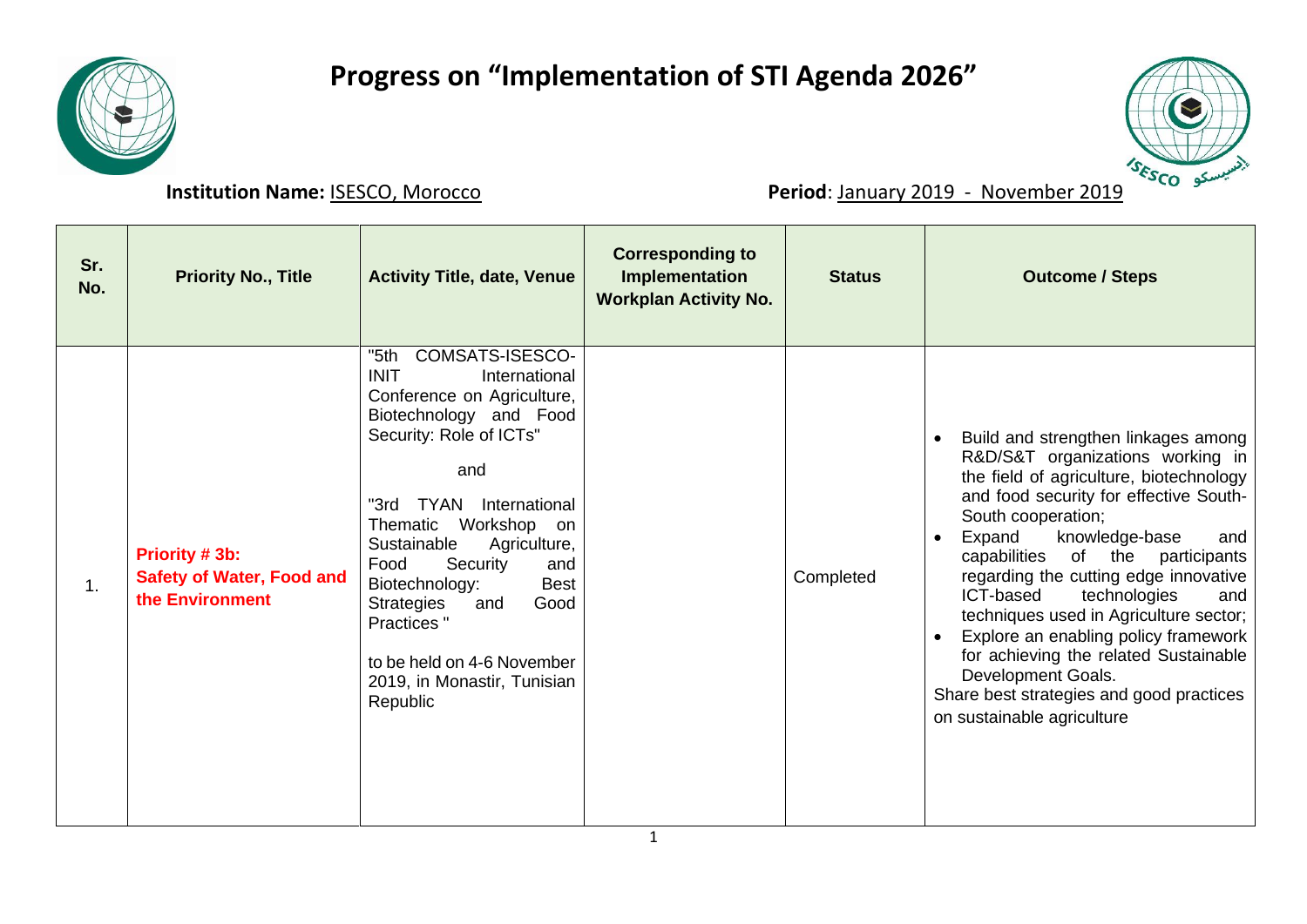# Progress on "Implementation of STI Agenda 2026"

**Institution Name:** ISESCO, Morocco

**Period**: January 2019 - November 2019

| Sr. No. | Priority No., Title | Activity Title, date, Venue | Corresponding to Implementation Workplan Activity No. | Status | Outcome / Steps |
|---|---|---|---|---|---|
| 1. | **Priority # 3b: Safety of Water, Food and the Environment** | "5th COMSATS-ISESCO-INIT International Conference on Agriculture, Biotechnology and Food Security: Role of ICTs"<br><br>and<br><br>"3rd TYAN International Thematic Workshop on Sustainable Agriculture, Food Security and Biotechnology: Best Strategies and Good Practices "<br><br>to be held on 4-6 November 2019, in Monastir, Tunisian Republic | | Completed | • Build and strengthen linkages among R&D/S&T organizations working in the field of agriculture, biotechnology and food security for effective South-South cooperation;<br>• Expand knowledge-base and capabilities of the participants regarding the cutting edge innovative ICT-based technologies and techniques used in Agriculture sector;<br>• Explore an enabling policy framework for achieving the related Sustainable Development Goals.<br>Share best strategies and good practices on sustainable agriculture |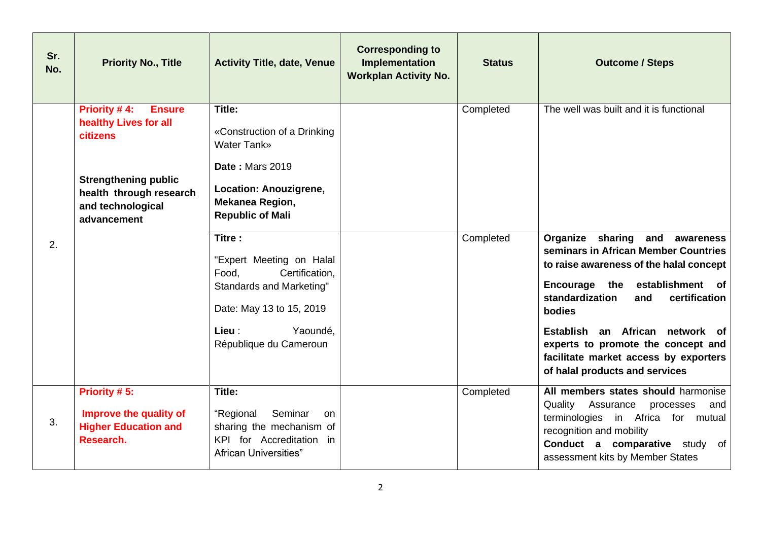| Sr. No. | Priority No., Title | Activity Title, date, Venue | Corresponding to Implementation Workplan Activity No. | Status | Outcome / Steps |
|---|---|---|---|---|---|
| 2. | **Priority # 4: Ensure healthy Lives for all citizens**<br><br>**Strengthening public health through research and technological advancement** | **Title:**<br>«Construction of a Drinking Water Tank»<br>**Date :** Mars 2019<br>**Location: Anouzigrene, Mekanea Region, Republic of Mali** | | Completed | The well was built and it is functional |
| | | **Titre :**<br>"Expert Meeting on Halal Food, Certification, Standards and Marketing"<br>Date: May 13 to 15, 2019<br>**Lieu** : Yaoundé, République du Cameroun | | Completed | **Organize sharing and awareness seminars in African Member Countries to raise awareness of the halal concept**<br>**Encourage the establishment of standardization and certification bodies**<br>**Establish an African network of experts to promote the concept and facilitate market access by exporters of halal products and services** |
| 3. | **Priority # 5:**<br>**Improve the quality of Higher Education and Research.** | **Title:**<br>"Regional Seminar on sharing the mechanism of KPI for Accreditation in African Universities" | | Completed | **All members states should** harmonise Quality Assurance processes and terminologies in Africa for mutual recognition and mobility<br>**Conduct a comparative** study of assessment kits by Member States |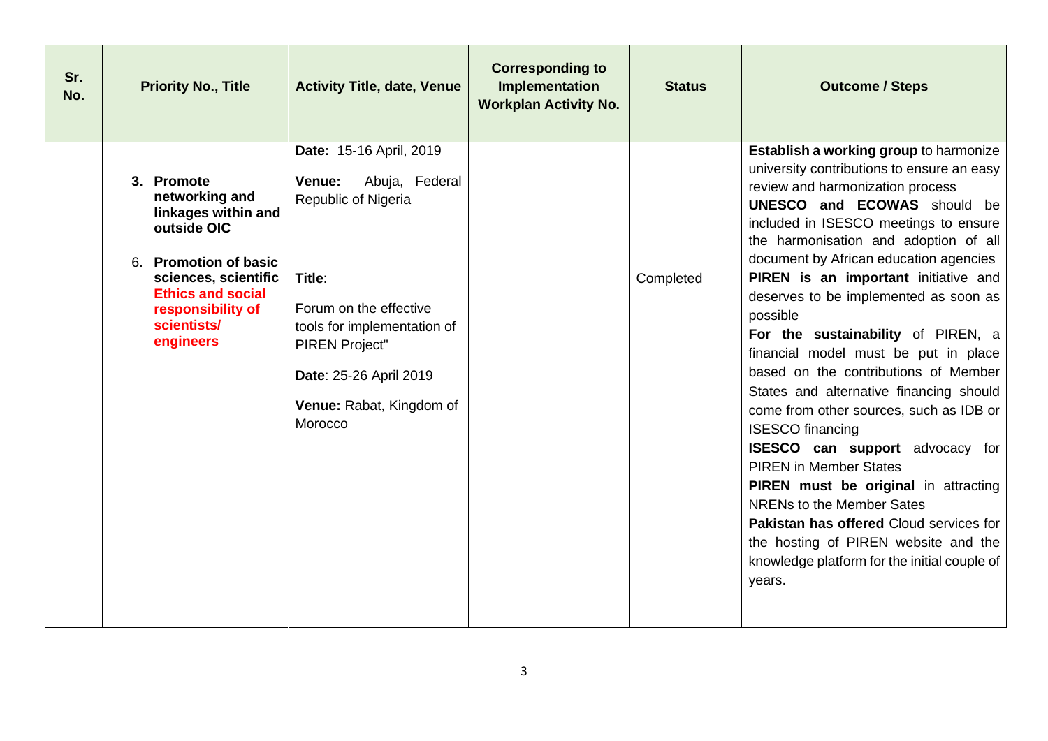| Sr. No. | Priority No., Title | Activity Title, date, Venue | Corresponding to Implementation Workplan Activity No. | Status | Outcome / Steps |
|---|---|---|---|---|---|
| | **3. Promote networking and linkages within and outside OIC** <br><br> 6. **Promotion of basic sciences, scientific Ethics and social responsibility of scientists/ engineers** | **Date:** 15-16 April, 2019 <br><br> **Venue:** Abuja, Federal Republic of Nigeria | | | **Establish a working group** to harmonize university contributions to ensure an easy review and harmonization process <br> **UNESCO and ECOWAS** should be included in ISESCO meetings to ensure the harmonisation and adoption of all document by African education agencies |
| | | **Title**: <br><br> Forum on the effective tools for implementation of PIREN Project" <br><br> **Date**: 25-26 April 2019 <br><br> **Venue:** Rabat, Kingdom of Morocco | | Completed | **PIREN is an important** initiative and deserves to be implemented as soon as possible <br> **For the sustainability** of PIREN, a financial model must be put in place based on the contributions of Member States and alternative financing should come from other sources, such as IDB or ISESCO financing <br> **ISESCO can support** advocacy for PIREN in Member States <br> **PIREN must be original** in attracting NRENs to the Member Sates <br> **Pakistan has offered** Cloud services for the hosting of PIREN website and the knowledge platform for the initial couple of years. |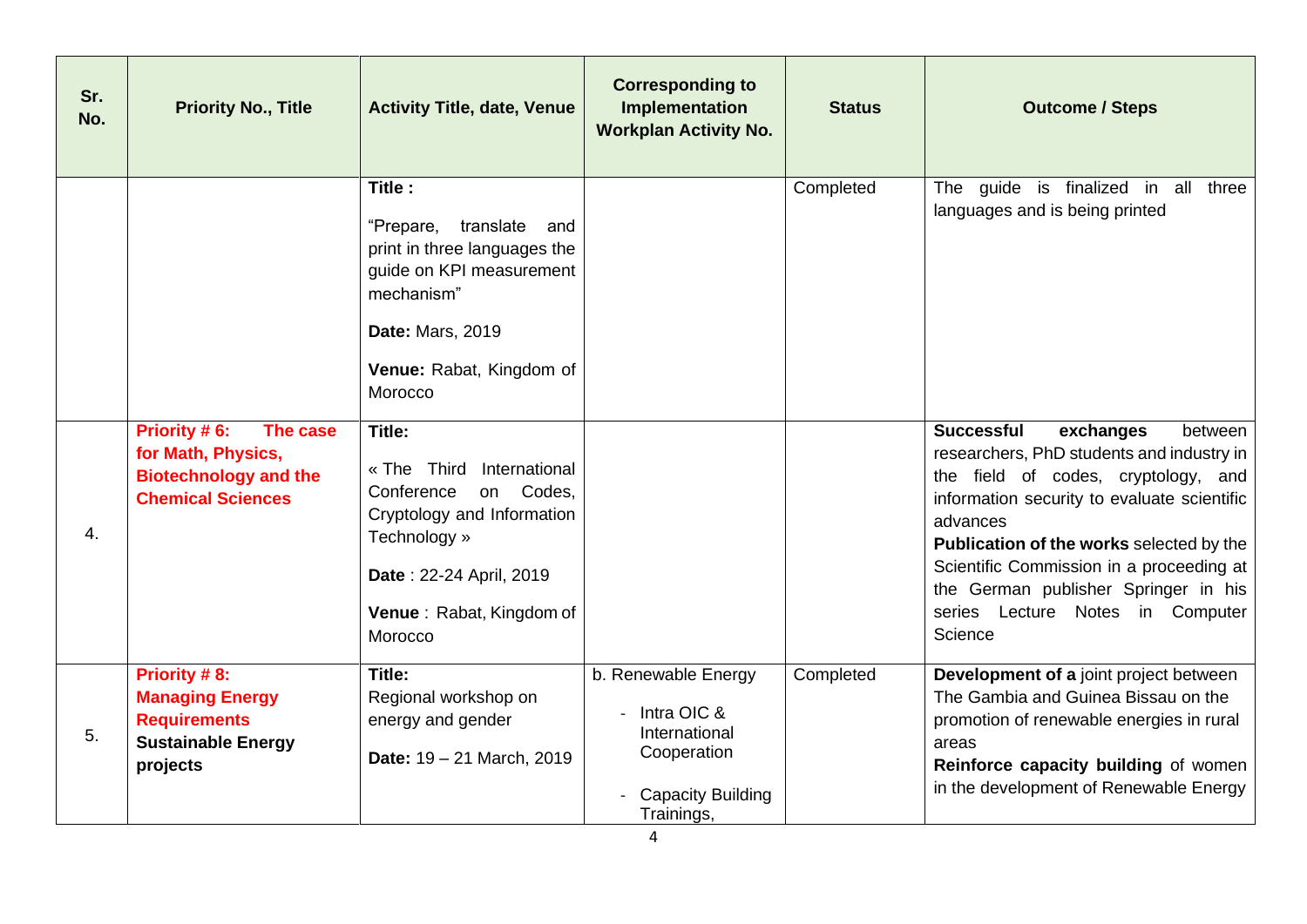| Sr. No. | Priority No., Title | Activity Title, date, Venue | Corresponding to Implementation Workplan Activity No. | Status | Outcome / Steps |
|---|---|---|---|---|---|
| | | **Title :** "Prepare, translate and print in three languages the guide on KPI measurement mechanism" **Date:** Mars, 2019 **Venue:** Rabat, Kingdom of Morocco | | Completed | The guide is finalized in all three languages and is being printed |
| 4. | **Priority # 6: The case for Math, Physics, Biotechnology and the Chemical Sciences** | **Title:** « The Third International Conference on Codes, Cryptology and Information Technology » **Date** : 22-24 April, 2019 **Venue** : Rabat, Kingdom of Morocco | | | **Successful exchanges** between researchers, PhD students and industry in the field of codes, cryptology, and information security to evaluate scientific advances **Publication of the works** selected by the Scientific Commission in a proceeding at the German publisher Springer in his series Lecture Notes in Computer Science |
| 5. | **Priority # 8: Managing Energy Requirements Sustainable Energy projects** | **Title:** Regional workshop on energy and gender **Date:** 19 – 21 March, 2019 | b. Renewable Energy - Intra OIC & International Cooperation - Capacity Building Trainings, | Completed | **Development of a** joint project between The Gambia and Guinea Bissau on the promotion of renewable energies in rural areas **Reinforce capacity building** of women in the development of Renewable Energy |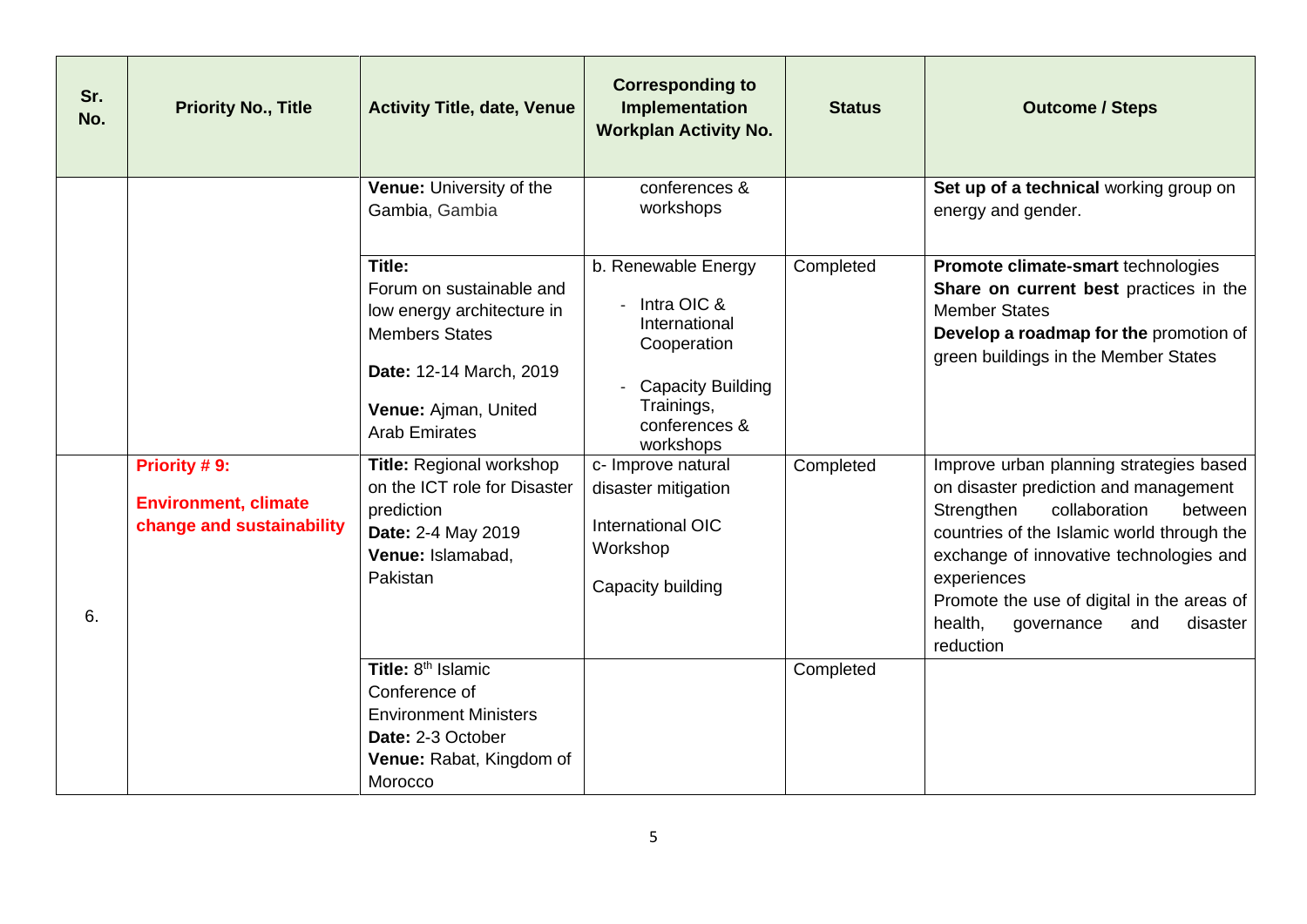| Sr. No. | Priority No., Title | Activity Title, date, Venue | Corresponding to Implementation Workplan Activity No. | Status | Outcome / Steps |
|---|---|---|---|---|---|
| | | **Venue:** University of the Gambia, Gambia | conferences & workshops | | **Set up of a technical** working group on energy and gender. |
| | | **Title:** Forum on sustainable and low energy architecture in Members States<br>**Date:** 12-14 March, 2019<br>**Venue:** Ajman, United Arab Emirates | b. Renewable Energy<br>- Intra OIC & International Cooperation<br>- Capacity Building Trainings, conferences & workshops | Completed | **Promote climate-smart** technologies<br>**Share on current best** practices in the Member States<br>**Develop a roadmap for the** promotion of green buildings in the Member States |
| 6. | **Priority # 9:**<br>**Environment, climate change and sustainability** | **Title:** Regional workshop on the ICT role for Disaster prediction<br>**Date:** 2-4 May 2019<br>**Venue:** Islamabad, Pakistan | c- Improve natural disaster mitigation<br>International OIC Workshop<br>Capacity building | Completed | Improve urban planning strategies based on disaster prediction and management<br>Strengthen collaboration between countries of the Islamic world through the exchange of innovative technologies and experiences<br>Promote the use of digital in the areas of health, governance and disaster reduction |
| | | **Title:** 8th Islamic Conference of Environment Ministers<br>**Date:** 2-3 October<br>**Venue:** Rabat, Kingdom of Morocco | | Completed | |